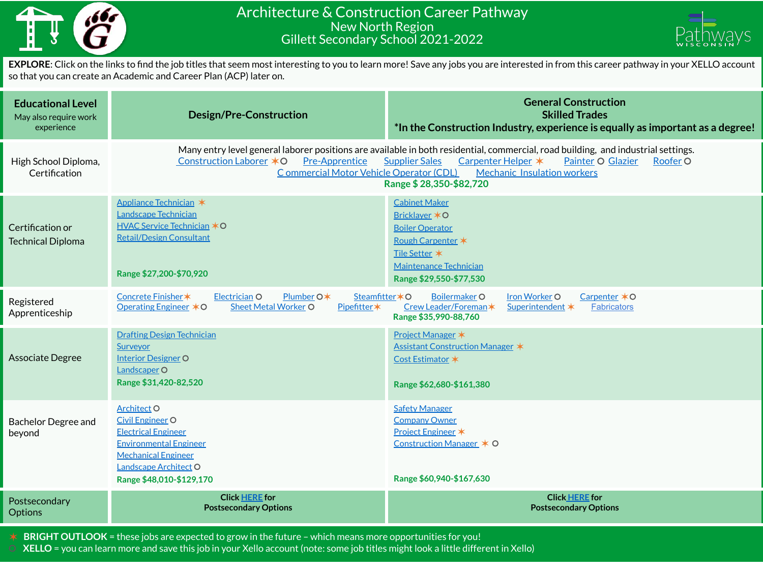# Architecture & Construction Career Pathway

## New North Region

## Gillett Secondary School 2021-2022

**EXPLORE**: Click on the links to find the job titles that seem most interesting to you to learn more! Save any jobs you are interested in from this career pathway in your XELLO account so that you can create an Academic and Career Plan (ACP) later on.

| Educational Level<br>May also require work experience | Design/Pre-Construction | General Construction<br>Skilled Trades<br>*In the Construction Industry, experience is equally as important as a degree! |
| --- | --- | --- |
| High School Diploma, Certification | Many entry level general laborer positions are available in both residential, commercial, road building, and industrial settings.<br>Construction Laborer ✶ O Pre-Apprentice Supplier Sales Carpenter Helper ✶ Painter O Glazier Roofer O<br>Commercial Motor Vehicle Operator (CDL) Mechanic Insulation workers<br>**Range $ 28,350-$82,720** | |
| Certification or Technical Diploma | Appliance Technician ✶<br>Landscape Technician<br>HVAC Service Technician ✶ O<br>Retail/Design Consultant<br>**Range $27,200-$70,920** | Cabinet Maker<br>Bricklayer ✶ O<br>Boiler Operator<br>Rough Carpenter ✶<br>Tile Setter ✶<br>Maintenance Technician<br>**Range $29,550-$77,530** |
| Registered Apprenticeship | Concrete Finisher ✶ Electrician O Plumber O ✶ Steamfitter ✶ O Boilermaker O Iron Worker O Carpenter ✶ O<br>Operating Engineer ✶ O Sheet Metal Worker O Pipefitter ✶ Crew Leader/Foreman ✶ Superintendent ✶ Fabricators<br>**Range $35,990-88,760** | |
| Associate Degree | Drafting Design Technician<br>Surveyor<br>Interior Designer O<br>Landscaper O<br>**Range $31,420-82,520** | Project Manager ✶<br>Assistant Construction Manager ✶<br>Cost Estimator ✶<br>**Range $62,680-$161,380** |
| Bachelor Degree and beyond | Architect O<br>Civil Engineer O<br>Electrical Engineer<br>Environmental Engineer<br>Mechanical Engineer<br>Landscape Architect O<br>**Range $48,010-$129,170** | Safety Manager<br>Company Owner<br>Project Engineer ✶<br>Construction Manager ✶ O<br>**Range $60,940-$167,630** |
| Postsecondary Options | **Click HERE for Postsecondary Options** | **Click HERE for Postsecondary Options** |

✶ **BRIGHT OUTLOOK** = these jobs are expected to grow in the future – which means more opportunities for you!

O **XELLO** = you can learn more and save this job in your Xello account (note: some job titles might look a little different in Xello)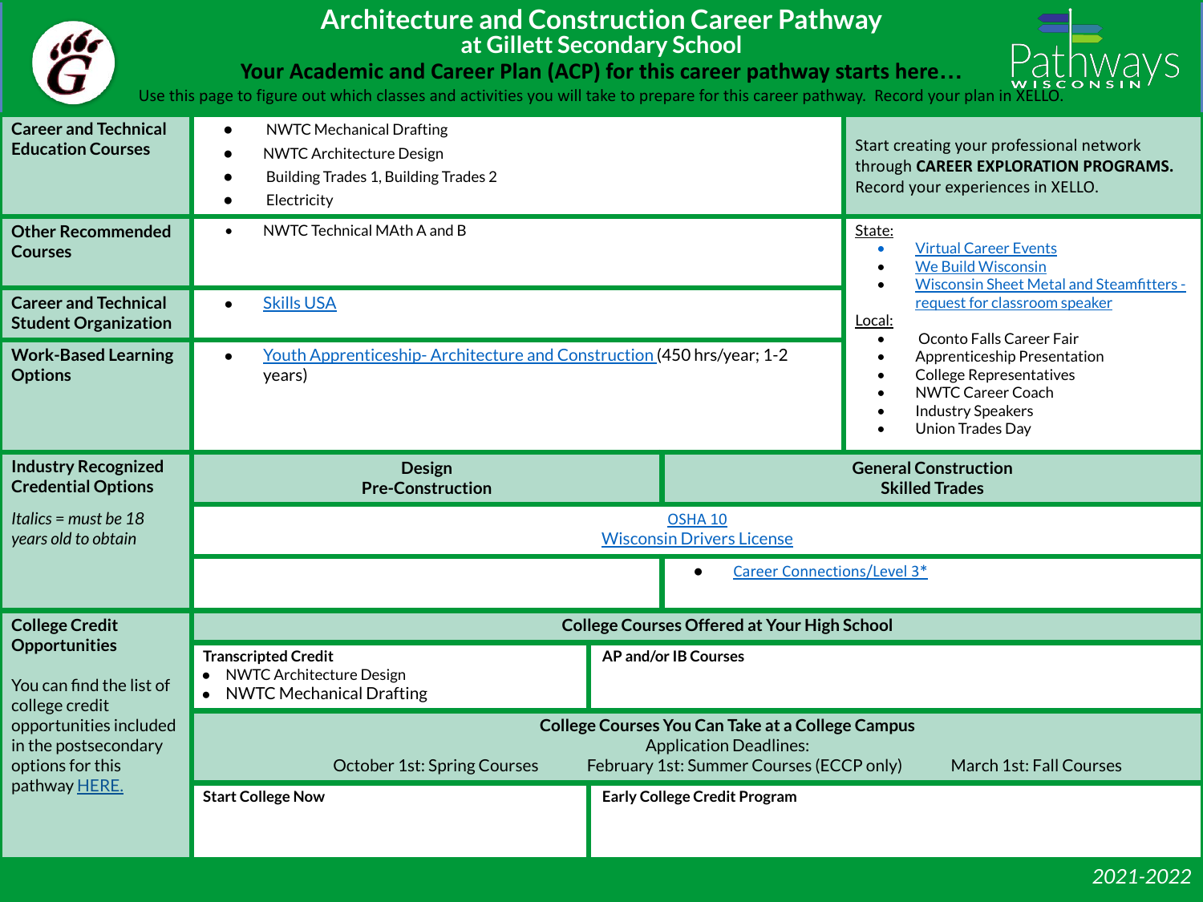# Architecture and Construction Career Pathway
## at Gillett Secondary School

**Your Academic and Career Plan (ACP) for this career pathway starts here…**

Use this page to figure out which classes and activities you will take to prepare for this career pathway. Record your plan in XELLO.

| | |
|---|---|
| **Career and Technical Education Courses** | • NWTC Mechanical Drafting<br>• NWTC Architecture Design<br>• Building Trades 1, Building Trades 2<br>• Electricity |
| **Other Recommended Courses** | • NWTC Technical MAth A and B |
| **Career and Technical Student Organization** | • Skills USA |
| **Work-Based Learning Options** | • Youth Apprenticeship- Architecture and Construction (450 hrs/year; 1-2 years) |

Start creating your professional network through **CAREER EXPLORATION PROGRAMS.** Record your experiences in XELLO.

State:
- Virtual Career Events
- We Build Wisconsin
- Wisconsin Sheet Metal and Steamfitters - request for classroom speaker

Local:
- Oconto Falls Career Fair
- Apprenticeship Presentation
- College Representatives
- NWTC Career Coach
- Industry Speakers
- Union Trades Day

## Industry Recognized Credential Options

*Italics = must be 18 years old to obtain*

| Design Pre-Construction | General Construction Skilled Trades |
|---|---|
| OSHA 10<br>Wisconsin Drivers License | |
| | • Career Connections/Level 3* |

## College Credit Opportunities

You can find the list of college credit opportunities included in the postsecondary options for this pathway HERE.

### College Courses Offered at Your High School

| Transcripted Credit | AP and/or IB Courses |
|---|---|
| • NWTC Architecture Design<br>• NWTC Mechanical Drafting | |

### College Courses You Can Take at a College Campus

Application Deadlines:
October 1st: Spring Courses February 1st: Summer Courses (ECCP only) March 1st: Fall Courses

| Start College Now | Early College Credit Program |
|---|---|
| | |

*2021-2022*